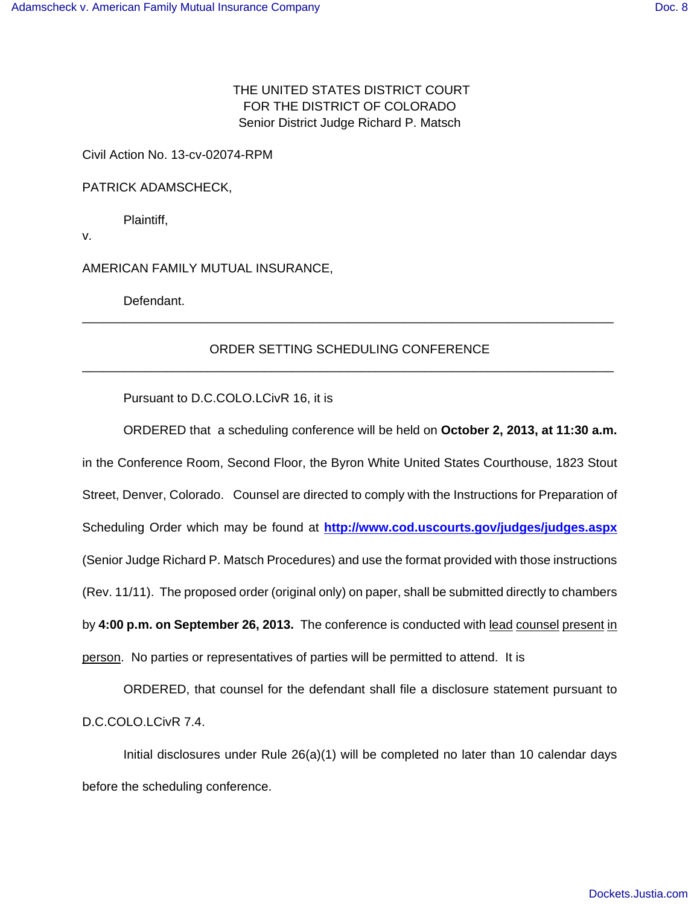THE UNITED STATES DISTRICT COURT
FOR THE DISTRICT OF COLORADO
Senior District Judge Richard P. Matsch

Civil Action No. 13-cv-02074-RPM

PATRICK ADAMSCHECK,

Plaintiff,

v.

AMERICAN FAMILY MUTUAL INSURANCE,

Defendant.

---

ORDER SETTING SCHEDULING CONFERENCE

---

Pursuant to D.C.COLO.LCivR 16, it is

ORDERED that a scheduling conference will be held on **October 2, 2013, at 11:30 a.m.** in the Conference Room, Second Floor, the Byron White United States Courthouse, 1823 Stout Street, Denver, Colorado. Counsel are directed to comply with the Instructions for Preparation of Scheduling Order which may be found at **http://www.cod.uscourts.gov/judges/judges.aspx** (Senior Judge Richard P. Matsch Procedures) and use the format provided with those instructions (Rev. 11/11). The proposed order (original only) on paper, shall be submitted directly to chambers by **4:00 p.m. on September 26, 2013.** The conference is conducted with lead counsel present in person. No parties or representatives of parties will be permitted to attend. It is

ORDERED, that counsel for the defendant shall file a disclosure statement pursuant to D.C.COLO.LCivR 7.4.

Initial disclosures under Rule 26(a)(1) will be completed no later than 10 calendar days before the scheduling conference.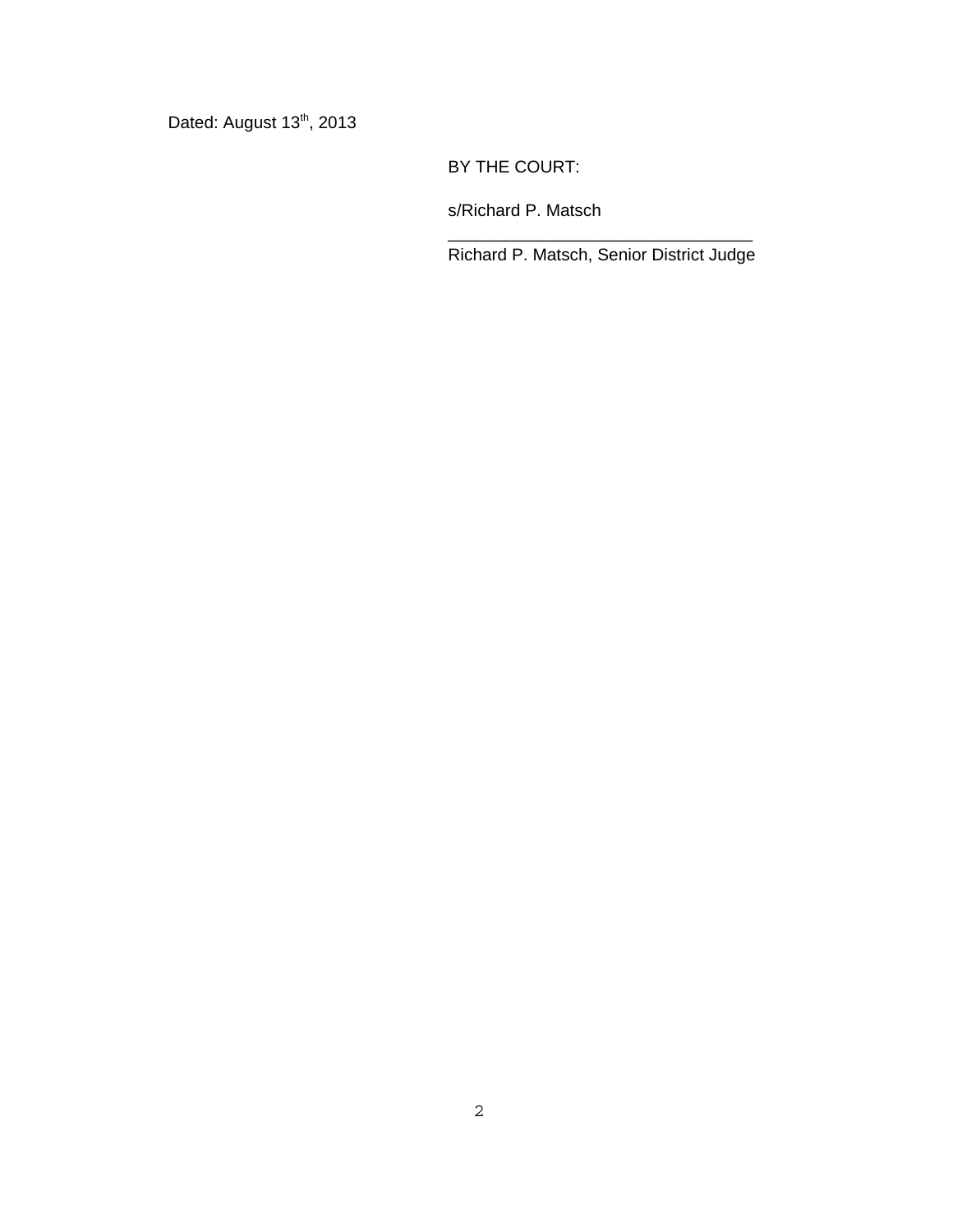Dated: August 13th, 2013

BY THE COURT:

s/Richard P. Matsch

________________________________

Richard P. Matsch, Senior District Judge